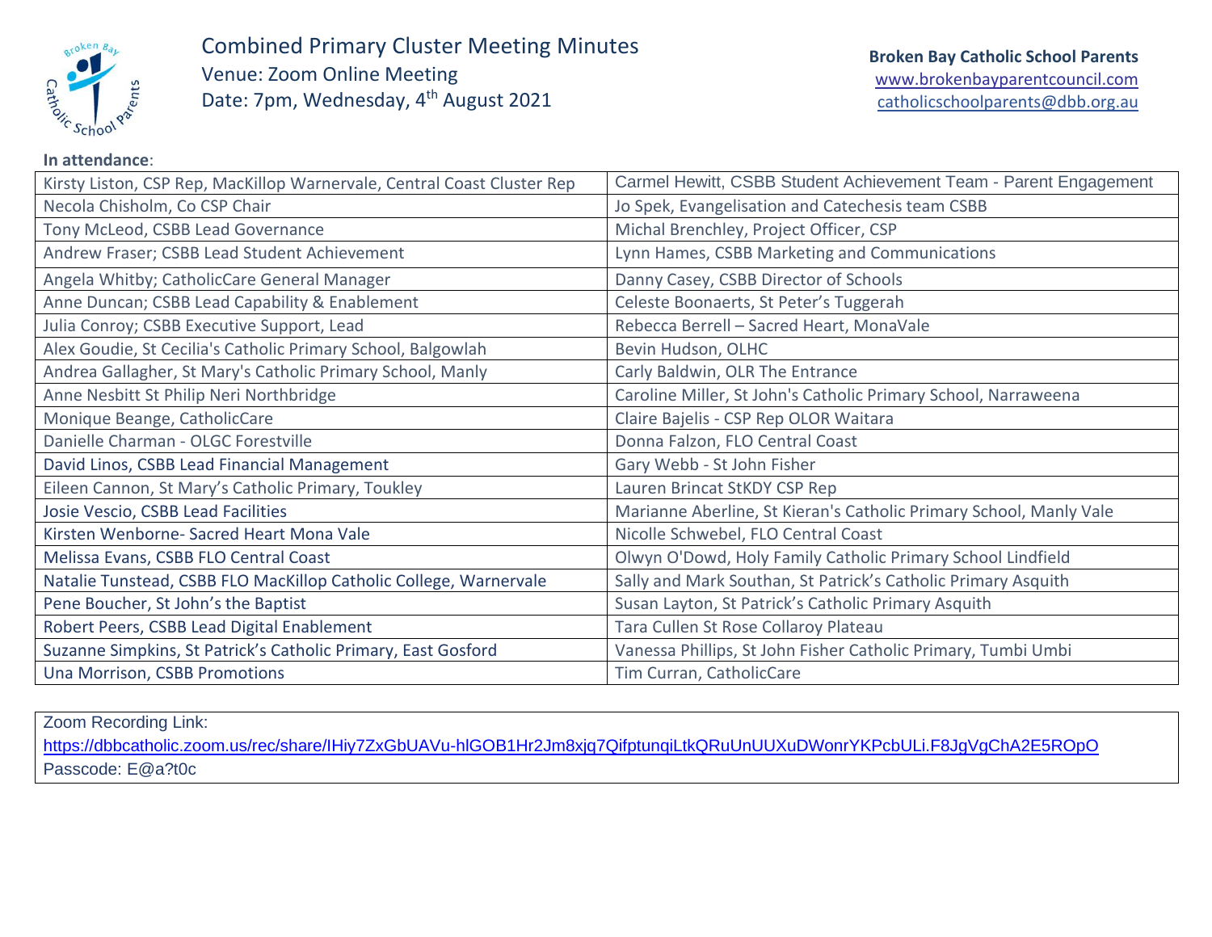# Combined Primary Cluster Meeting Minutes

Venue: Zoom Online Meeting

Date: 7pm, Wednesday, 4th August 2021

**Broken Bay Catholic School Parents**
www.brokenbayparentcouncil.com
catholicschoolparents@dbb.org.au

**In attendance**:

| | |
|---|---|
| Kirsty Liston, CSP Rep, MacKillop Warnervale, Central Coast Cluster Rep | Carmel Hewitt, CSBB Student Achievement Team - Parent Engagement |
| Necola Chisholm, Co CSP Chair | Jo Spek, Evangelisation and Catechesis team CSBB |
| Tony McLeod, CSBB Lead Governance | Michal Brenchley, Project Officer, CSP |
| Andrew Fraser; CSBB Lead Student Achievement | Lynn Hames, CSBB Marketing and Communications |
| Angela Whitby; CatholicCare General Manager | Danny Casey, CSBB Director of Schools |
| Anne Duncan; CSBB Lead Capability & Enablement | Celeste Boonaerts, St Peter's Tuggerah |
| Julia Conroy; CSBB Executive Support, Lead | Rebecca Berrell – Sacred Heart, MonaVale |
| Alex Goudie, St Cecilia's Catholic Primary School, Balgowlah | Bevin Hudson, OLHC |
| Andrea Gallagher, St Mary's Catholic Primary School, Manly | Carly Baldwin, OLR The Entrance |
| Anne Nesbitt St Philip Neri Northbridge | Caroline Miller, St John's Catholic Primary School, Narraweena |
| Monique Beange, CatholicCare | Claire Bajelis - CSP Rep OLOR Waitara |
| Danielle Charman - OLGC Forestville | Donna Falzon, FLO Central Coast |
| David Linos, CSBB Lead Financial Management | Gary Webb - St John Fisher |
| Eileen Cannon, St Mary's Catholic Primary, Toukley | Lauren Brincat StKDY CSP Rep |
| Josie Vescio, CSBB Lead Facilities | Marianne Aberline, St Kieran's Catholic Primary School, Manly Vale |
| Kirsten Wenborne- Sacred Heart Mona Vale | Nicolle Schwebel, FLO Central Coast |
| Melissa Evans, CSBB FLO Central Coast | Olwyn O'Dowd, Holy Family Catholic Primary School Lindfield |
| Natalie Tunstead, CSBB FLO MacKillop Catholic College, Warnervale | Sally and Mark Southan, St Patrick's Catholic Primary Asquith |
| Pene Boucher, St John's the Baptist | Susan Layton, St Patrick's Catholic Primary Asquith |
| Robert Peers, CSBB Lead Digital Enablement | Tara Cullen St Rose Collaroy Plateau |
| Suzanne Simpkins, St Patrick's Catholic Primary, East Gosford | Vanessa Phillips, St John Fisher Catholic Primary, Tumbi Umbi |
| Una Morrison, CSBB Promotions | Tim Curran, CatholicCare |

Zoom Recording Link:
https://dbbcatholic.zoom.us/rec/share/IHiy7ZxGbUAVu-hlGOB1Hr2Jm8xjq7QifptunqiLtkQRuUnUUXuDWonrYKPcbULi.F8JgVgChA2E5ROpO
Passcode: E@a?t0c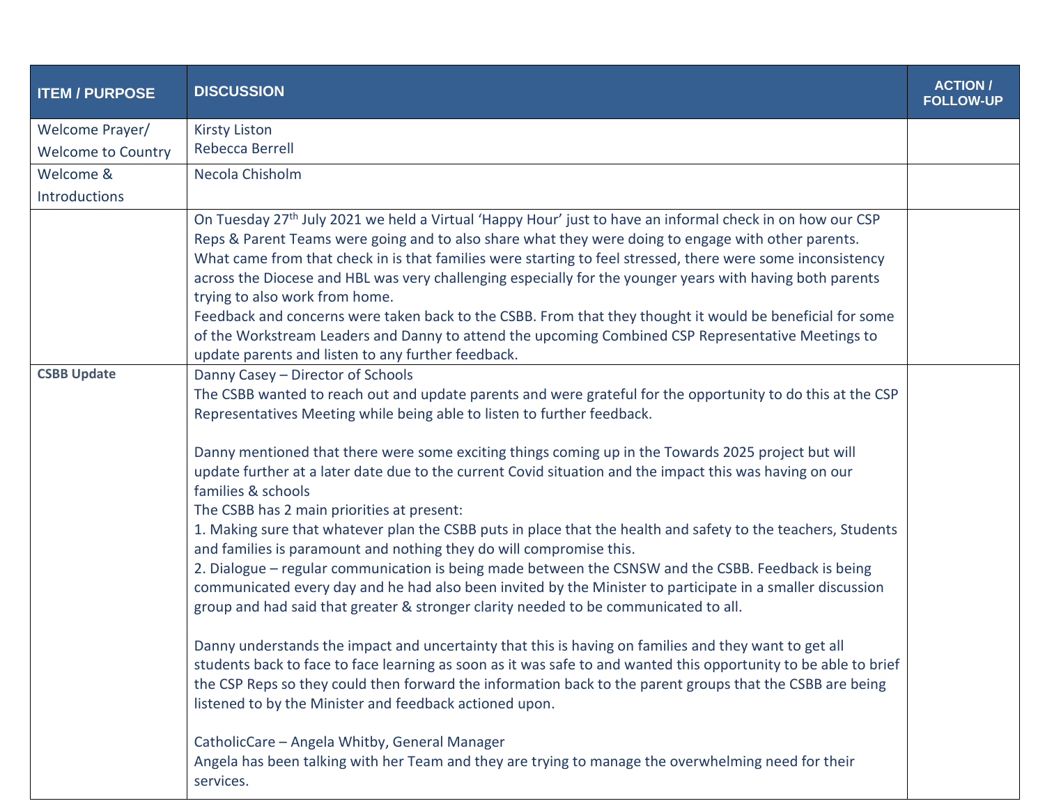| ITEM / PURPOSE | DISCUSSION | ACTION / FOLLOW-UP |
|---|---|---|
| Welcome Prayer/ Welcome to Country | Kirsty Liston<br>Rebecca Berrell | |
| Welcome & Introductions | Necola Chisholm | |
| | On Tuesday 27th July 2021 we held a Virtual 'Happy Hour' just to have an informal check in on how our CSP Reps & Parent Teams were going and to also share what they were doing to engage with other parents.<br>What came from that check in is that families were starting to feel stressed, there were some inconsistency across the Diocese and HBL was very challenging especially for the younger years with having both parents trying to also work from home.<br>Feedback and concerns were taken back to the CSBB. From that they thought it would be beneficial for some of the Workstream Leaders and Danny to attend the upcoming Combined CSP Representative Meetings to update parents and listen to any further feedback. | |
| **CSBB Update** | Danny Casey – Director of Schools<br>The CSBB wanted to reach out and update parents and were grateful for the opportunity to do this at the CSP Representatives Meeting while being able to listen to further feedback.<br><br>Danny mentioned that there were some exciting things coming up in the Towards 2025 project but will update further at a later date due to the current Covid situation and the impact this was having on our families & schools<br>The CSBB has 2 main priorities at present:<br>1. Making sure that whatever plan the CSBB puts in place that the health and safety to the teachers, Students and families is paramount and nothing they do will compromise this.<br>2. Dialogue – regular communication is being made between the CSNSW and the CSBB. Feedback is being communicated every day and he had also been invited by the Minister to participate in a smaller discussion group and had said that greater & stronger clarity needed to be communicated to all.<br><br>Danny understands the impact and uncertainty that this is having on families and they want to get all students back to face to face learning as soon as it was safe to and wanted this opportunity to be able to brief the CSP Reps so they could then forward the information back to the parent groups that the CSBB are being listened to by the Minister and feedback actioned upon.<br><br>CatholicCare – Angela Whitby, General Manager<br>Angela has been talking with her Team and they are trying to manage the overwhelming need for their services. | |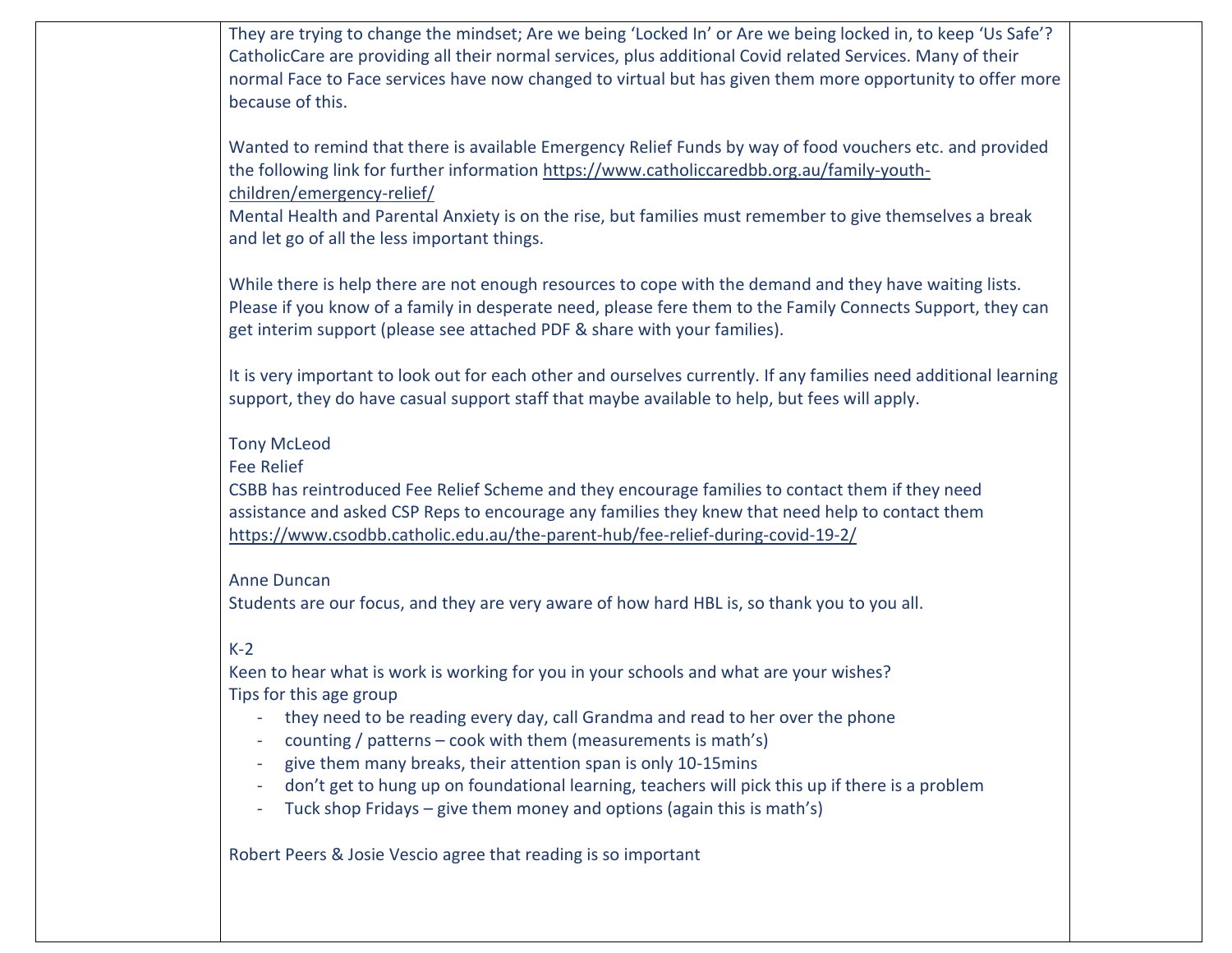They are trying to change the mindset; Are we being 'Locked In' or Are we being locked in, to keep 'Us Safe'? CatholicCare are providing all their normal services, plus additional Covid related Services. Many of their normal Face to Face services have now changed to virtual but has given them more opportunity to offer more because of this.

Wanted to remind that there is available Emergency Relief Funds by way of food vouchers etc. and provided the following link for further information https://www.catholiccaredbb.org.au/family-youth-children/emergency-relief/
Mental Health and Parental Anxiety is on the rise, but families must remember to give themselves a break and let go of all the less important things.

While there is help there are not enough resources to cope with the demand and they have waiting lists. Please if you know of a family in desperate need, please fere them to the Family Connects Support, they can get interim support (please see attached PDF & share with your families).

It is very important to look out for each other and ourselves currently. If any families need additional learning support, they do have casual support staff that maybe available to help, but fees will apply.

Tony McLeod
Fee Relief
CSBB has reintroduced Fee Relief Scheme and they encourage families to contact them if they need assistance and asked CSP Reps to encourage any families they knew that need help to contact them
https://www.csodbb.catholic.edu.au/the-parent-hub/fee-relief-during-covid-19-2/

Anne Duncan
Students are our focus, and they are very aware of how hard HBL is, so thank you to you all.

K-2
Keen to hear what is work is working for you in your schools and what are your wishes?
Tips for this age group

- they need to be reading every day, call Grandma and read to her over the phone
- counting / patterns – cook with them (measurements is math's)
- give them many breaks, their attention span is only 10-15mins
- don't get to hung up on foundational learning, teachers will pick this up if there is a problem
- Tuck shop Fridays – give them money and options (again this is math's)

Robert Peers & Josie Vescio agree that reading is so important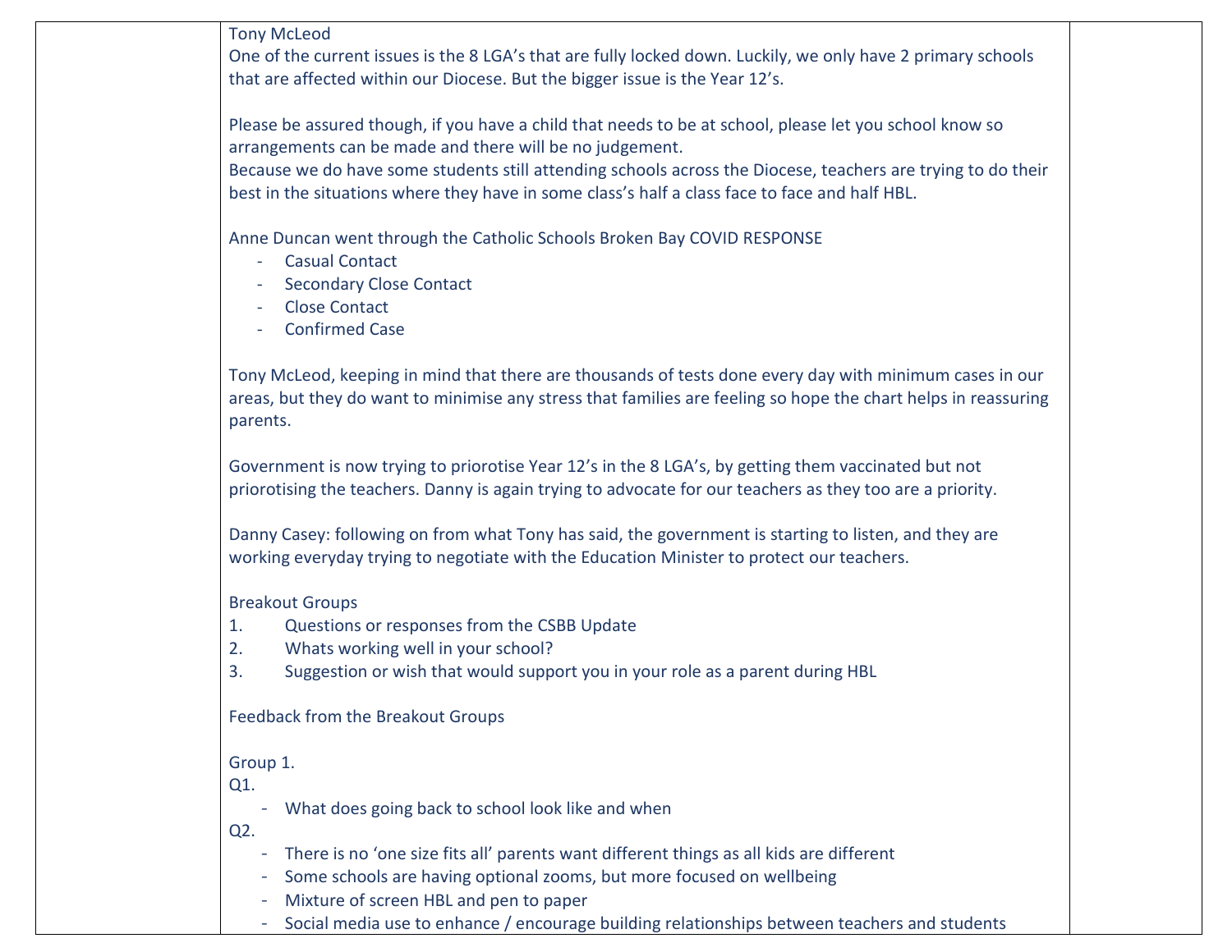| | Tony McLeod<br>One of the current issues is the 8 LGA's that are fully locked down. Luckily, we only have 2 primary schools that are affected within our Diocese. But the bigger issue is the Year 12's.<br><br>Please be assured though, if you have a child that needs to be at school, please let you school know so arrangements can be made and there will be no judgement.<br>Because we do have some students still attending schools across the Diocese, teachers are trying to do their best in the situations where they have in some class's half a class face to face and half HBL.<br><br>Anne Duncan went through the Catholic Schools Broken Bay COVID RESPONSE<br>- Casual Contact<br>- Secondary Close Contact<br>- Close Contact<br>- Confirmed Case<br><br>Tony McLeod, keeping in mind that there are thousands of tests done every day with minimum cases in our areas, but they do want to minimise any stress that families are feeling so hope the chart helps in reassuring parents.<br><br>Government is now trying to priorotise Year 12's in the 8 LGA's, by getting them vaccinated but not priorotising the teachers. Danny is again trying to advocate for our teachers as they too are a priority.<br><br>Danny Casey: following on from what Tony has said, the government is starting to listen, and they are working everyday trying to negotiate with the Education Minister to protect our teachers.<br><br>Breakout Groups<br>1. Questions or responses from the CSBB Update<br>2. Whats working well in your school?<br>3. Suggestion or wish that would support you in your role as a parent during HBL<br><br>Feedback from the Breakout Groups<br><br>Group 1.<br>Q1.<br>- What does going back to school look like and when<br>Q2.<br>- There is no 'one size fits all' parents want different things as all kids are different<br>- Some schools are having optional zooms, but more focused on wellbeing<br>- Mixture of screen HBL and pen to paper<br>- Social media use to enhance / encourage building relationships between teachers and students | |
|---|---|---|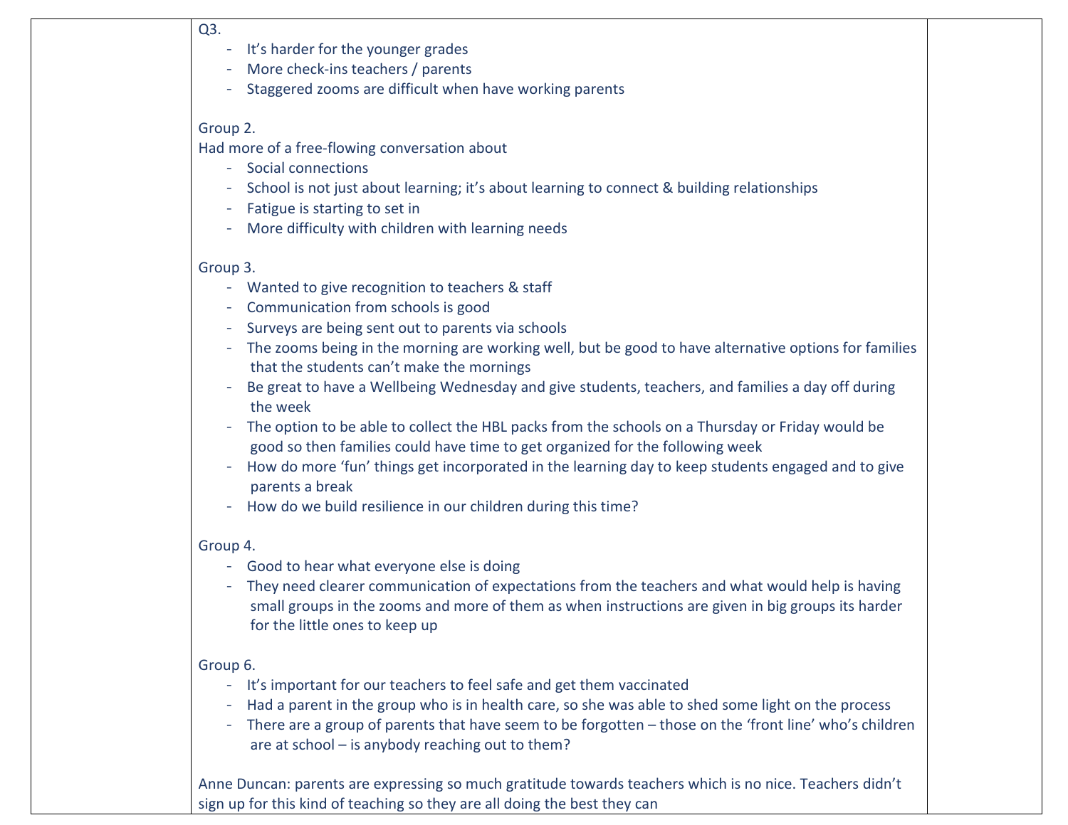| | | |
|---|---|---|
| | Q3.<br>- It's harder for the younger grades<br>- More check-ins teachers / parents<br>- Staggered zooms are difficult when have working parents<br><br>Group 2.<br>Had more of a free-flowing conversation about<br>- Social connections<br>- School is not just about learning; it's about learning to connect & building relationships<br>- Fatigue is starting to set in<br>- More difficulty with children with learning needs<br><br>Group 3.<br>- Wanted to give recognition to teachers & staff<br>- Communication from schools is good<br>- Surveys are being sent out to parents via schools<br>- The zooms being in the morning are working well, but be good to have alternative options for families that the students can't make the mornings<br>- Be great to have a Wellbeing Wednesday and give students, teachers, and families a day off during the week<br>- The option to be able to collect the HBL packs from the schools on a Thursday or Friday would be good so then families could have time to get organized for the following week<br>- How do more 'fun' things get incorporated in the learning day to keep students engaged and to give parents a break<br>- How do we build resilience in our children during this time?<br><br>Group 4.<br>- Good to hear what everyone else is doing<br>- They need clearer communication of expectations from the teachers and what would help is having small groups in the zooms and more of them as when instructions are given in big groups its harder for the little ones to keep up<br><br>Group 6.<br>- It's important for our teachers to feel safe and get them vaccinated<br>- Had a parent in the group who is in health care, so she was able to shed some light on the process<br>- There are a group of parents that have seem to be forgotten – those on the 'front line' who's children are at school – is anybody reaching out to them?<br><br>Anne Duncan: parents are expressing so much gratitude towards teachers which is no nice. Teachers didn't sign up for this kind of teaching so they are all doing the best they can | |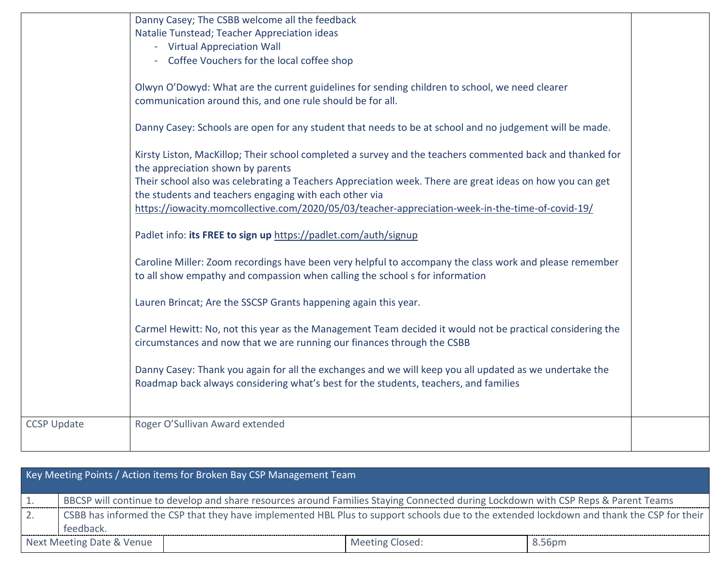| | | |
|---|---|---|
| | Danny Casey; The CSBB welcome all the feedback<br>Natalie Tunstead; Teacher Appreciation ideas<br>- Virtual Appreciation Wall<br>- Coffee Vouchers for the local coffee shop<br><br>Olwyn O'Dowyd: What are the current guidelines for sending children to school, we need clearer communication around this, and one rule should be for all.<br><br>Danny Casey: Schools are open for any student that needs to be at school and no judgement will be made.<br><br>Kirsty Liston, MacKillop; Their school completed a survey and the teachers commented back and thanked for the appreciation shown by parents<br>Their school also was celebrating a Teachers Appreciation week. There are great ideas on how you can get the students and teachers engaging with each other via https://iowacity.momcollective.com/2020/05/03/teacher-appreciation-week-in-the-time-of-covid-19/<br><br>Padlet info: **its FREE to sign up** https://padlet.com/auth/signup<br><br>Caroline Miller: Zoom recordings have been very helpful to accompany the class work and please remember to all show empathy and compassion when calling the school s for information<br><br>Lauren Brincat; Are the SSCSP Grants happening again this year.<br><br>Carmel Hewitt: No, not this year as the Management Team decided it would not be practical considering the circumstances and now that we are running our finances through the CSBB<br><br>Danny Casey: Thank you again for all the exchanges and we will keep you all updated as we undertake the Roadmap back always considering what's best for the students, teachers, and families | |
| CCSP Update | Roger O'Sullivan Award extended | |

| Key Meeting Points / Action items for Broken Bay CSP Management Team | | | |
|---|---|---|---|
| 1. | BBCSP will continue to develop and share resources around Families Staying Connected during Lockdown with CSP Reps & Parent Teams | | |
| 2. | CSBB has informed the CSP that they have implemented HBL Plus to support schools due to the extended lockdown and thank the CSP for their feedback. | | |
| Next Meeting Date & Venue | | Meeting Closed: | 8.56pm |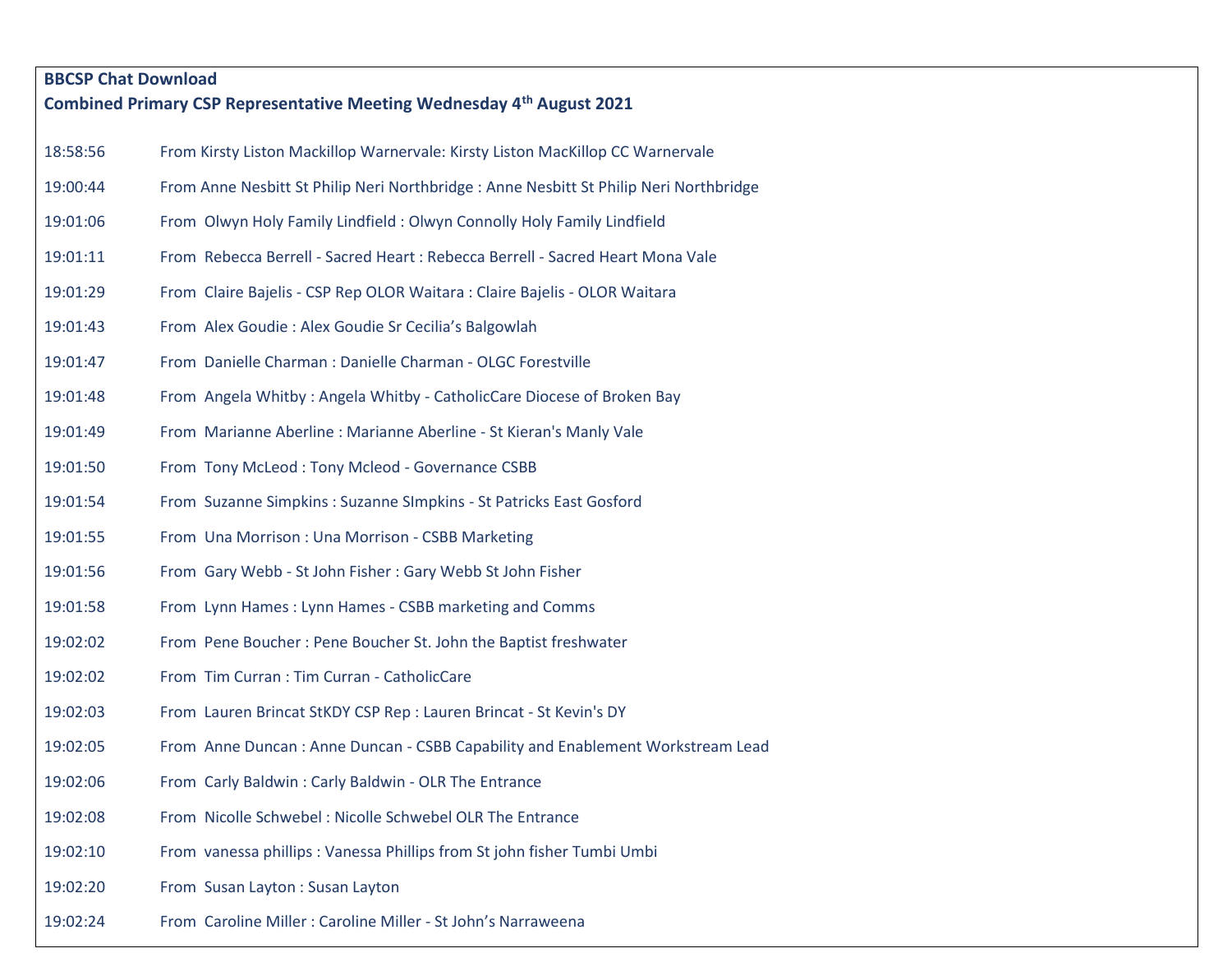**BBCSP Chat Download**

**Combined Primary CSP Representative Meeting Wednesday 4th August 2021**

| | |
|---|---|
| 18:58:56 | From Kirsty Liston Mackillop Warnervale: Kirsty Liston MacKillop CC Warnervale |
| 19:00:44 | From Anne Nesbitt St Philip Neri Northbridge : Anne Nesbitt St Philip Neri Northbridge |
| 19:01:06 | From Olwyn Holy Family Lindfield : Olwyn Connolly Holy Family Lindfield |
| 19:01:11 | From Rebecca Berrell - Sacred Heart : Rebecca Berrell - Sacred Heart Mona Vale |
| 19:01:29 | From Claire Bajelis - CSP Rep OLOR Waitara : Claire Bajelis - OLOR Waitara |
| 19:01:43 | From Alex Goudie : Alex Goudie Sr Cecilia's Balgowlah |
| 19:01:47 | From Danielle Charman : Danielle Charman - OLGC Forestville |
| 19:01:48 | From Angela Whitby : Angela Whitby - CatholicCare Diocese of Broken Bay |
| 19:01:49 | From Marianne Aberline : Marianne Aberline - St Kieran's Manly Vale |
| 19:01:50 | From Tony McLeod : Tony Mcleod - Governance CSBB |
| 19:01:54 | From Suzanne Simpkins : Suzanne SImpkins - St Patricks East Gosford |
| 19:01:55 | From Una Morrison : Una Morrison - CSBB Marketing |
| 19:01:56 | From Gary Webb - St John Fisher : Gary Webb St John Fisher |
| 19:01:58 | From Lynn Hames : Lynn Hames - CSBB marketing and Comms |
| 19:02:02 | From Pene Boucher : Pene Boucher St. John the Baptist freshwater |
| 19:02:02 | From Tim Curran : Tim Curran - CatholicCare |
| 19:02:03 | From Lauren Brincat StKDY CSP Rep : Lauren Brincat - St Kevin's DY |
| 19:02:05 | From Anne Duncan : Anne Duncan - CSBB Capability and Enablement Workstream Lead |
| 19:02:06 | From Carly Baldwin : Carly Baldwin - OLR The Entrance |
| 19:02:08 | From Nicolle Schwebel : Nicolle Schwebel OLR The Entrance |
| 19:02:10 | From vanessa phillips : Vanessa Phillips from St john fisher Tumbi Umbi |
| 19:02:20 | From Susan Layton : Susan Layton |
| 19:02:24 | From Caroline Miller : Caroline Miller - St John's Narraweena |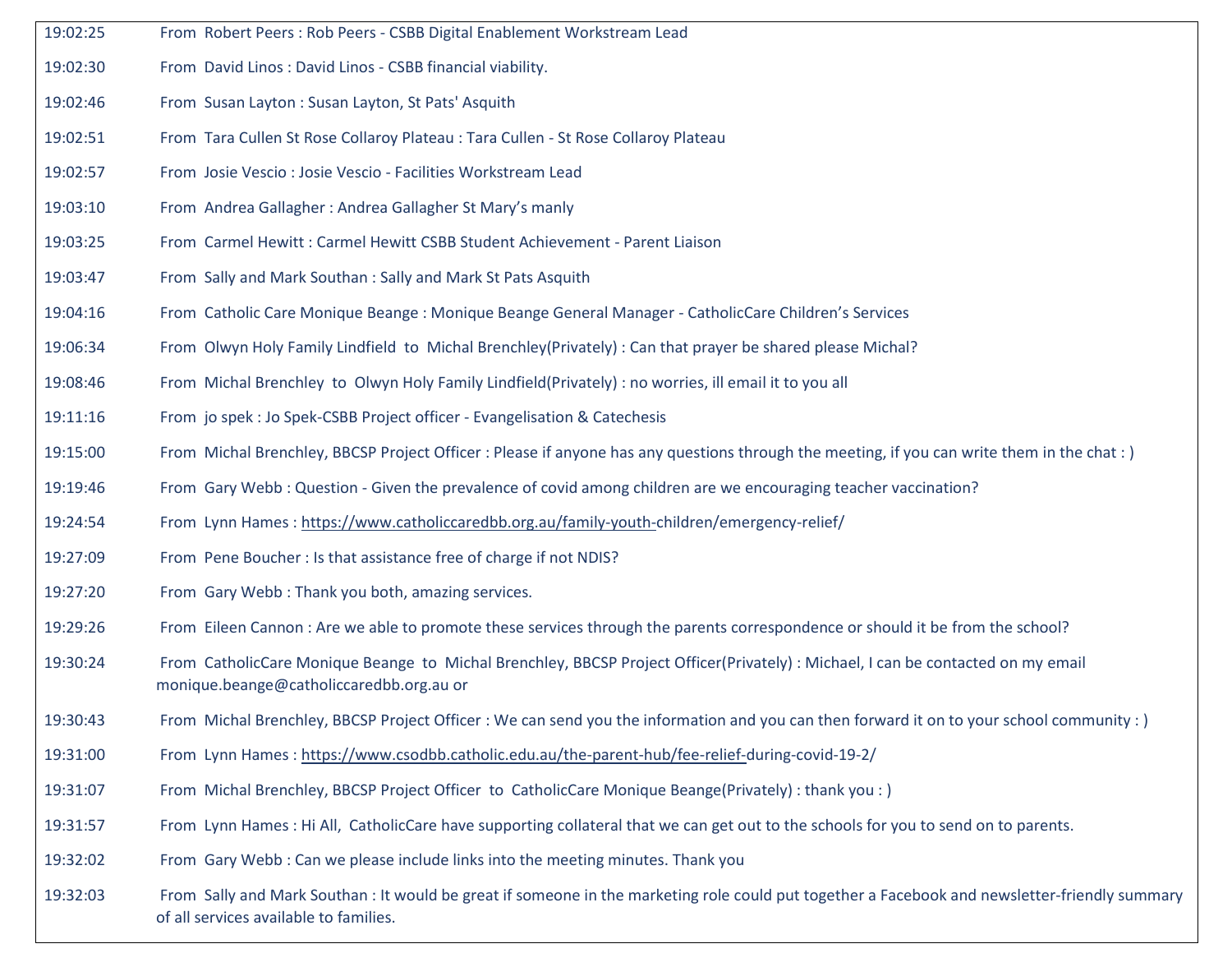| | |
|---|---|
| 19:02:25 | From Robert Peers : Rob Peers - CSBB Digital Enablement Workstream Lead |
| 19:02:30 | From David Linos : David Linos - CSBB financial viability. |
| 19:02:46 | From Susan Layton : Susan Layton, St Pats' Asquith |
| 19:02:51 | From Tara Cullen St Rose Collaroy Plateau : Tara Cullen - St Rose Collaroy Plateau |
| 19:02:57 | From Josie Vescio : Josie Vescio - Facilities Workstream Lead |
| 19:03:10 | From Andrea Gallagher : Andrea Gallagher St Mary's manly |
| 19:03:25 | From Carmel Hewitt : Carmel Hewitt CSBB Student Achievement - Parent Liaison |
| 19:03:47 | From Sally and Mark Southan : Sally and Mark St Pats Asquith |
| 19:04:16 | From Catholic Care Monique Beange : Monique Beange General Manager - CatholicCare Children's Services |
| 19:06:34 | From Olwyn Holy Family Lindfield to Michal Brenchley(Privately) : Can that prayer be shared please Michal? |
| 19:08:46 | From Michal Brenchley to Olwyn Holy Family Lindfield(Privately) : no worries, ill email it to you all |
| 19:11:16 | From jo spek : Jo Spek-CSBB Project officer - Evangelisation & Catechesis |
| 19:15:00 | From Michal Brenchley, BBCSP Project Officer : Please if anyone has any questions through the meeting, if you can write them in the chat : ) |
| 19:19:46 | From Gary Webb : Question - Given the prevalence of covid among children are we encouraging teacher vaccination? |
| 19:24:54 | From Lynn Hames : https://www.catholiccaredbb.org.au/family-youth-children/emergency-relief/ |
| 19:27:09 | From Pene Boucher : Is that assistance free of charge if not NDIS? |
| 19:27:20 | From Gary Webb : Thank you both, amazing services. |
| 19:29:26 | From Eileen Cannon : Are we able to promote these services through the parents correspondence or should it be from the school? |
| 19:30:24 | From CatholicCare Monique Beange to Michal Brenchley, BBCSP Project Officer(Privately) : Michael, I can be contacted on my email monique.beange@catholiccaredbb.org.au or |
| 19:30:43 | From Michal Brenchley, BBCSP Project Officer : We can send you the information and you can then forward it on to your school community : ) |
| 19:31:00 | From Lynn Hames : https://www.csodbb.catholic.edu.au/the-parent-hub/fee-relief-during-covid-19-2/ |
| 19:31:07 | From Michal Brenchley, BBCSP Project Officer to CatholicCare Monique Beange(Privately) : thank you : ) |
| 19:31:57 | From Lynn Hames : Hi All, CatholicCare have supporting collateral that we can get out to the schools for you to send on to parents. |
| 19:32:02 | From Gary Webb : Can we please include links into the meeting minutes. Thank you |
| 19:32:03 | From Sally and Mark Southan : It would be great if someone in the marketing role could put together a Facebook and newsletter-friendly summary of all services available to families. |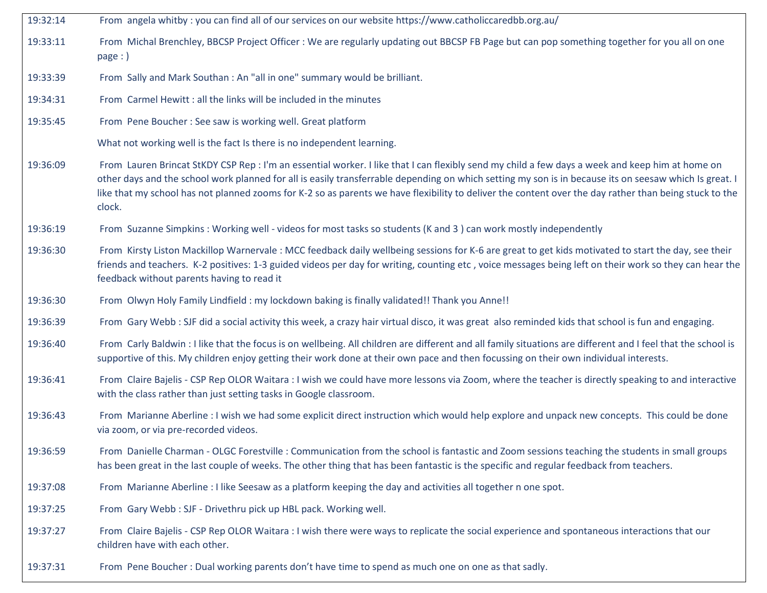| | |
|---|---|
| 19:32:14 | From angela whitby : you can find all of our services on our website https://www.catholiccaredbb.org.au/ |
| 19:33:11 | From Michal Brenchley, BBCSP Project Officer : We are regularly updating out BBCSP FB Page but can pop something together for you all on one page : ) |
| 19:33:39 | From Sally and Mark Southan : An "all in one" summary would be brilliant. |
| 19:34:31 | From Carmel Hewitt : all the links will be included in the minutes |
| 19:35:45 | From Pene Boucher : See saw is working well. Great platform |
| | What not working well is the fact Is there is no independent learning. |
| 19:36:09 | From Lauren Brincat StKDY CSP Rep : I'm an essential worker. I like that I can flexibly send my child a few days a week and keep him at home on other days and the school work planned for all is easily transferrable depending on which setting my son is in because its on seesaw which Is great. I like that my school has not planned zooms for K-2 so as parents we have flexibility to deliver the content over the day rather than being stuck to the clock. |
| 19:36:19 | From Suzanne Simpkins : Working well - videos for most tasks so students (K and 3 ) can work mostly independently |
| 19:36:30 | From Kirsty Liston Mackillop Warnervale : MCC feedback daily wellbeing sessions for K-6 are great to get kids motivated to start the day, see their friends and teachers. K-2 positives: 1-3 guided videos per day for writing, counting etc , voice messages being left on their work so they can hear the feedback without parents having to read it |
| 19:36:30 | From Olwyn Holy Family Lindfield : my lockdown baking is finally validated!! Thank you Anne!! |
| 19:36:39 | From Gary Webb : SJF did a social activity this week, a crazy hair virtual disco, it was great also reminded kids that school is fun and engaging. |
| 19:36:40 | From Carly Baldwin : I like that the focus is on wellbeing. All children are different and all family situations are different and I feel that the school is supportive of this. My children enjoy getting their work done at their own pace and then focussing on their own individual interests. |
| 19:36:41 | From Claire Bajelis - CSP Rep OLOR Waitara : I wish we could have more lessons via Zoom, where the teacher is directly speaking to and interactive with the class rather than just setting tasks in Google classroom. |
| 19:36:43 | From Marianne Aberline : I wish we had some explicit direct instruction which would help explore and unpack new concepts. This could be done via zoom, or via pre-recorded videos. |
| 19:36:59 | From Danielle Charman - OLGC Forestville : Communication from the school is fantastic and Zoom sessions teaching the students in small groups has been great in the last couple of weeks. The other thing that has been fantastic is the specific and regular feedback from teachers. |
| 19:37:08 | From Marianne Aberline : I like Seesaw as a platform keeping the day and activities all together n one spot. |
| 19:37:25 | From Gary Webb : SJF - Drivethru pick up HBL pack. Working well. |
| 19:37:27 | From Claire Bajelis - CSP Rep OLOR Waitara : I wish there were ways to replicate the social experience and spontaneous interactions that our children have with each other. |
| 19:37:31 | From Pene Boucher : Dual working parents don't have time to spend as much one on one as that sadly. |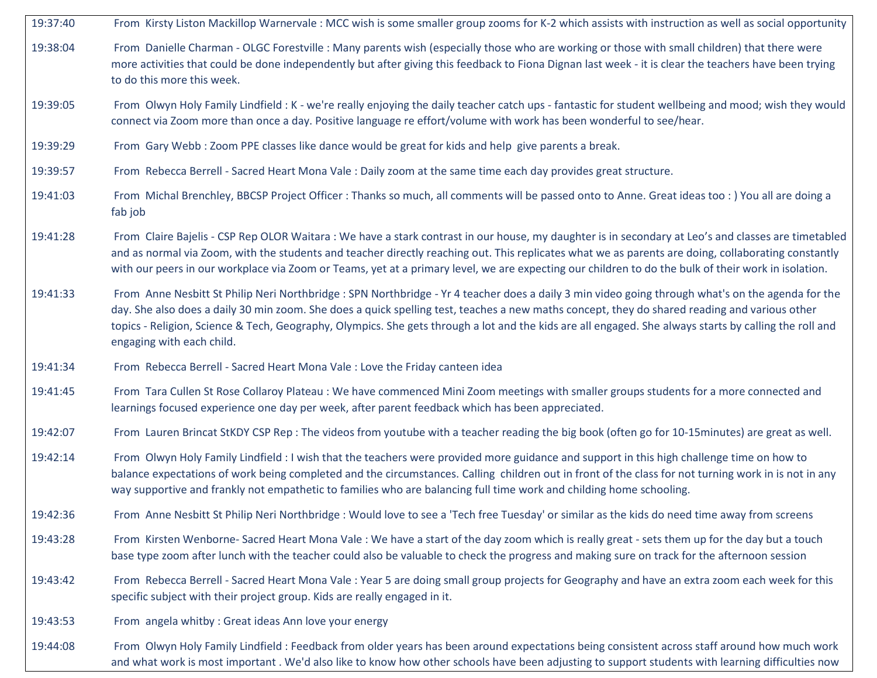| | |
|---|---|
| 19:37:40 | From Kirsty Liston Mackillop Warnervale : MCC wish is some smaller group zooms for K-2 which assists with instruction as well as social opportunity |
| 19:38:04 | From Danielle Charman - OLGC Forestville : Many parents wish (especially those who are working or those with small children) that there were more activities that could be done independently but after giving this feedback to Fiona Dignan last week - it is clear the teachers have been trying to do this more this week. |
| 19:39:05 | From Olwyn Holy Family Lindfield : K - we're really enjoying the daily teacher catch ups - fantastic for student wellbeing and mood; wish they would connect via Zoom more than once a day. Positive language re effort/volume with work has been wonderful to see/hear. |
| 19:39:29 | From Gary Webb : Zoom PPE classes like dance would be great for kids and help give parents a break. |
| 19:39:57 | From Rebecca Berrell - Sacred Heart Mona Vale : Daily zoom at the same time each day provides great structure. |
| 19:41:03 | From Michal Brenchley, BBCSP Project Officer : Thanks so much, all comments will be passed onto to Anne. Great ideas too : ) You all are doing a fab job |
| 19:41:28 | From Claire Bajelis - CSP Rep OLOR Waitara : We have a stark contrast in our house, my daughter is in secondary at Leo's and classes are timetabled and as normal via Zoom, with the students and teacher directly reaching out. This replicates what we as parents are doing, collaborating constantly with our peers in our workplace via Zoom or Teams, yet at a primary level, we are expecting our children to do the bulk of their work in isolation. |
| 19:41:33 | From Anne Nesbitt St Philip Neri Northbridge : SPN Northbridge - Yr 4 teacher does a daily 3 min video going through what's on the agenda for the day. She also does a daily 30 min zoom. She does a quick spelling test, teaches a new maths concept, they do shared reading and various other topics - Religion, Science & Tech, Geography, Olympics. She gets through a lot and the kids are all engaged. She always starts by calling the roll and engaging with each child. |
| 19:41:34 | From Rebecca Berrell - Sacred Heart Mona Vale : Love the Friday canteen idea |
| 19:41:45 | From Tara Cullen St Rose Collaroy Plateau : We have commenced Mini Zoom meetings with smaller groups students for a more connected and learnings focused experience one day per week, after parent feedback which has been appreciated. |
| 19:42:07 | From Lauren Brincat StKDY CSP Rep : The videos from youtube with a teacher reading the big book (often go for 10-15minutes) are great as well. |
| 19:42:14 | From Olwyn Holy Family Lindfield : I wish that the teachers were provided more guidance and support in this high challenge time on how to balance expectations of work being completed and the circumstances. Calling children out in front of the class for not turning work in is not in any way supportive and frankly not empathetic to families who are balancing full time work and childing home schooling. |
| 19:42:36 | From Anne Nesbitt St Philip Neri Northbridge : Would love to see a 'Tech free Tuesday' or similar as the kids do need time away from screens |
| 19:43:28 | From Kirsten Wenborne- Sacred Heart Mona Vale : We have a start of the day zoom which is really great - sets them up for the day but a touch base type zoom after lunch with the teacher could also be valuable to check the progress and making sure on track for the afternoon session |
| 19:43:42 | From Rebecca Berrell - Sacred Heart Mona Vale : Year 5 are doing small group projects for Geography and have an extra zoom each week for this specific subject with their project group. Kids are really engaged in it. |
| 19:43:53 | From angela whitby : Great ideas Ann love your energy |
| 19:44:08 | From Olwyn Holy Family Lindfield : Feedback from older years has been around expectations being consistent across staff around how much work and what work is most important . We'd also like to know how other schools have been adjusting to support students with learning difficulties now |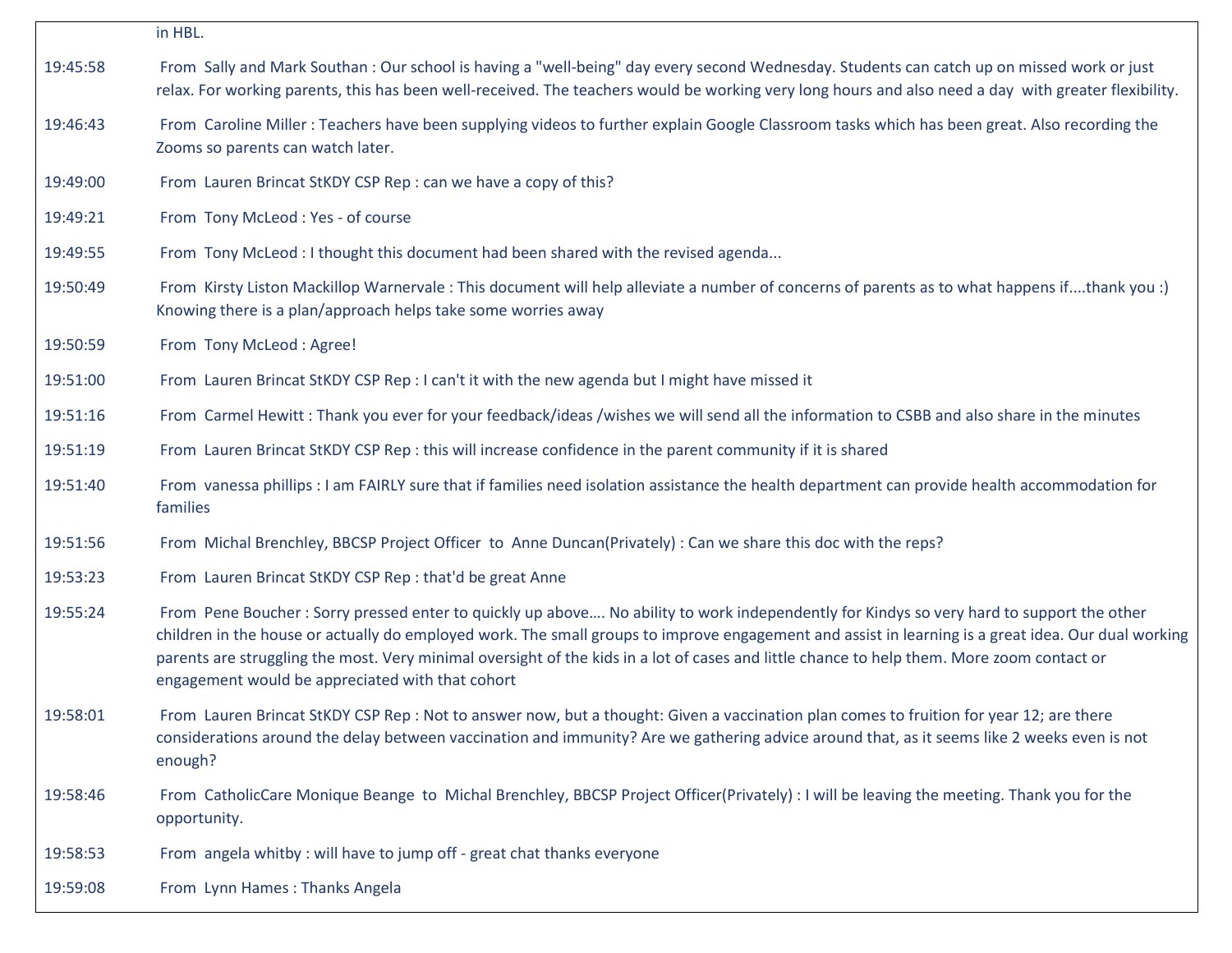| | |
|---|---|
| | in HBL. |
| 19:45:58 | From Sally and Mark Southan : Our school is having a "well-being" day every second Wednesday. Students can catch up on missed work or just relax. For working parents, this has been well-received. The teachers would be working very long hours and also need a day with greater flexibility. |
| 19:46:43 | From Caroline Miller : Teachers have been supplying videos to further explain Google Classroom tasks which has been great. Also recording the Zooms so parents can watch later. |
| 19:49:00 | From Lauren Brincat StKDY CSP Rep : can we have a copy of this? |
| 19:49:21 | From Tony McLeod : Yes - of course |
| 19:49:55 | From Tony McLeod : I thought this document had been shared with the revised agenda... |
| 19:50:49 | From Kirsty Liston Mackillop Warnervale : This document will help alleviate a number of concerns of parents as to what happens if....thank you :) Knowing there is a plan/approach helps take some worries away |
| 19:50:59 | From Tony McLeod : Agree! |
| 19:51:00 | From Lauren Brincat StKDY CSP Rep : I can't it with the new agenda but I might have missed it |
| 19:51:16 | From Carmel Hewitt : Thank you ever for your feedback/ideas /wishes we will send all the information to CSBB and also share in the minutes |
| 19:51:19 | From Lauren Brincat StKDY CSP Rep : this will increase confidence in the parent community if it is shared |
| 19:51:40 | From vanessa phillips : I am FAIRLY sure that if families need isolation assistance the health department can provide health accommodation for families |
| 19:51:56 | From Michal Brenchley, BBCSP Project Officer to Anne Duncan(Privately) : Can we share this doc with the reps? |
| 19:53:23 | From Lauren Brincat StKDY CSP Rep : that'd be great Anne |
| 19:55:24 | From Pene Boucher : Sorry pressed enter to quickly up above…. No ability to work independently for Kindys so very hard to support the other children in the house or actually do employed work. The small groups to improve engagement and assist in learning is a great idea. Our dual working parents are struggling the most. Very minimal oversight of the kids in a lot of cases and little chance to help them. More zoom contact or engagement would be appreciated with that cohort |
| 19:58:01 | From Lauren Brincat StKDY CSP Rep : Not to answer now, but a thought: Given a vaccination plan comes to fruition for year 12; are there considerations around the delay between vaccination and immunity? Are we gathering advice around that, as it seems like 2 weeks even is not enough? |
| 19:58:46 | From CatholicCare Monique Beange to Michal Brenchley, BBCSP Project Officer(Privately) : I will be leaving the meeting. Thank you for the opportunity. |
| 19:58:53 | From angela whitby : will have to jump off - great chat thanks everyone |
| 19:59:08 | From Lynn Hames : Thanks Angela |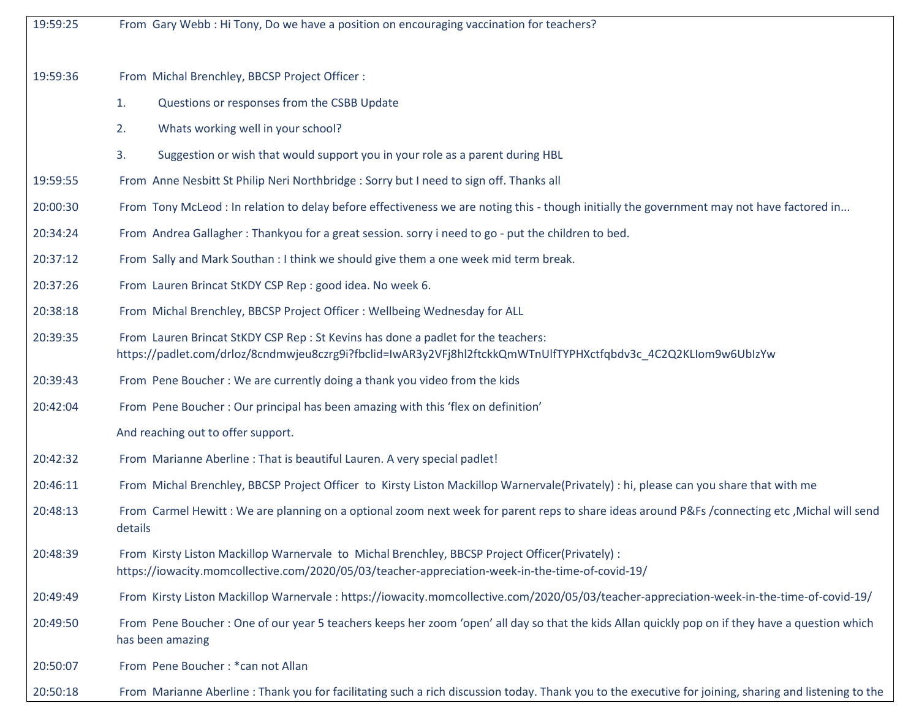| | |
|---|---|
| 19:59:25 | From Gary Webb : Hi Tony, Do we have a position on encouraging vaccination for teachers? |
| 19:59:36 | From Michal Brenchley, BBCSP Project Officer :<br>1. Questions or responses from the CSBB Update<br>2. Whats working well in your school?<br>3. Suggestion or wish that would support you in your role as a parent during HBL |
| 19:59:55 | From Anne Nesbitt St Philip Neri Northbridge : Sorry but I need to sign off. Thanks all |
| 20:00:30 | From Tony McLeod : In relation to delay before effectiveness we are noting this - though initially the government may not have factored in... |
| 20:34:24 | From Andrea Gallagher : Thankyou for a great session. sorry i need to go - put the children to bed. |
| 20:37:12 | From Sally and Mark Southan : I think we should give them a one week mid term break. |
| 20:37:26 | From Lauren Brincat StKDY CSP Rep : good idea. No week 6. |
| 20:38:18 | From Michal Brenchley, BBCSP Project Officer : Wellbeing Wednesday for ALL |
| 20:39:35 | From Lauren Brincat StKDY CSP Rep : St Kevins has done a padlet for the teachers: https://padlet.com/drloz/8cndmwjeu8czrg9i?fbclid=IwAR3y2VFj8hl2ftckkQmWTnUlfTYPHXctfqbdv3c_4C2Q2KLIom9w6UbIzYw |
| 20:39:43 | From Pene Boucher : We are currently doing a thank you video from the kids |
| 20:42:04 | From Pene Boucher : Our principal has been amazing with this 'flex on definition'<br>And reaching out to offer support. |
| 20:42:32 | From Marianne Aberline : That is beautiful Lauren. A very special padlet! |
| 20:46:11 | From Michal Brenchley, BBCSP Project Officer to Kirsty Liston Mackillop Warnervale(Privately) : hi, please can you share that with me |
| 20:48:13 | From Carmel Hewitt : We are planning on a optional zoom next week for parent reps to share ideas around P&Fs /connecting etc ,Michal will send details |
| 20:48:39 | From Kirsty Liston Mackillop Warnervale to Michal Brenchley, BBCSP Project Officer(Privately) : https://iowacity.momcollective.com/2020/05/03/teacher-appreciation-week-in-the-time-of-covid-19/ |
| 20:49:49 | From Kirsty Liston Mackillop Warnervale : https://iowacity.momcollective.com/2020/05/03/teacher-appreciation-week-in-the-time-of-covid-19/ |
| 20:49:50 | From Pene Boucher : One of our year 5 teachers keeps her zoom 'open' all day so that the kids Allan quickly pop on if they have a question which has been amazing |
| 20:50:07 | From Pene Boucher : *can not Allan |
| 20:50:18 | From Marianne Aberline : Thank you for facilitating such a rich discussion today. Thank you to the executive for joining, sharing and listening to the |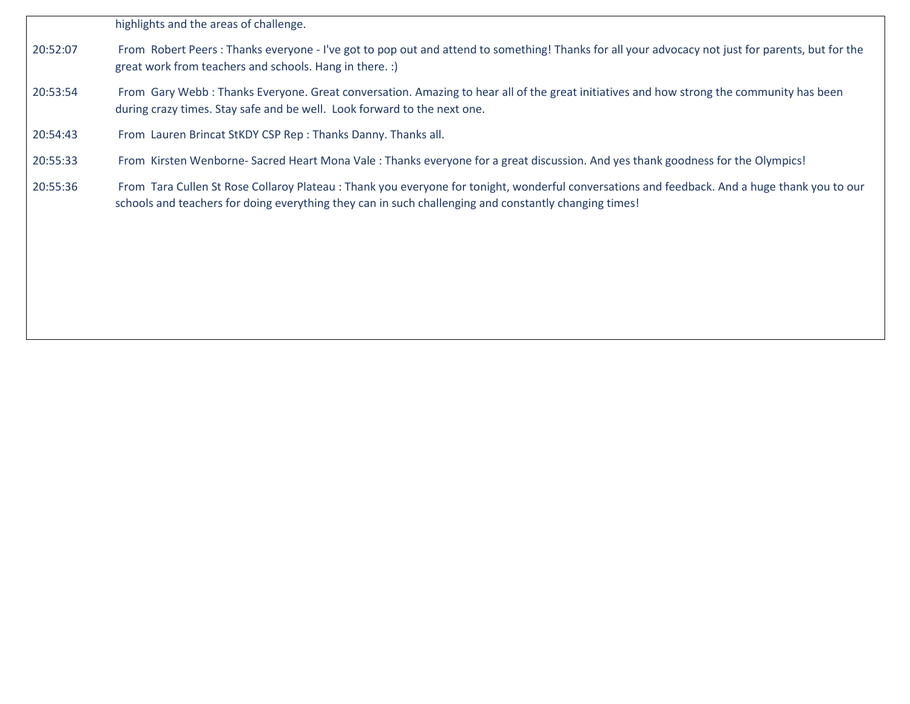| | |
|---|---|
| | highlights and the areas of challenge. |
| 20:52:07 | From Robert Peers : Thanks everyone - I've got to pop out and attend to something! Thanks for all your advocacy not just for parents, but for the great work from teachers and schools. Hang in there. :) |
| 20:53:54 | From Gary Webb : Thanks Everyone. Great conversation. Amazing to hear all of the great initiatives and how strong the community has been during crazy times. Stay safe and be well. Look forward to the next one. |
| 20:54:43 | From Lauren Brincat StKDY CSP Rep : Thanks Danny. Thanks all. |
| 20:55:33 | From Kirsten Wenborne- Sacred Heart Mona Vale : Thanks everyone for a great discussion. And yes thank goodness for the Olympics! |
| 20:55:36 | From Tara Cullen St Rose Collaroy Plateau : Thank you everyone for tonight, wonderful conversations and feedback. And a huge thank you to our schools and teachers for doing everything they can in such challenging and constantly changing times! |